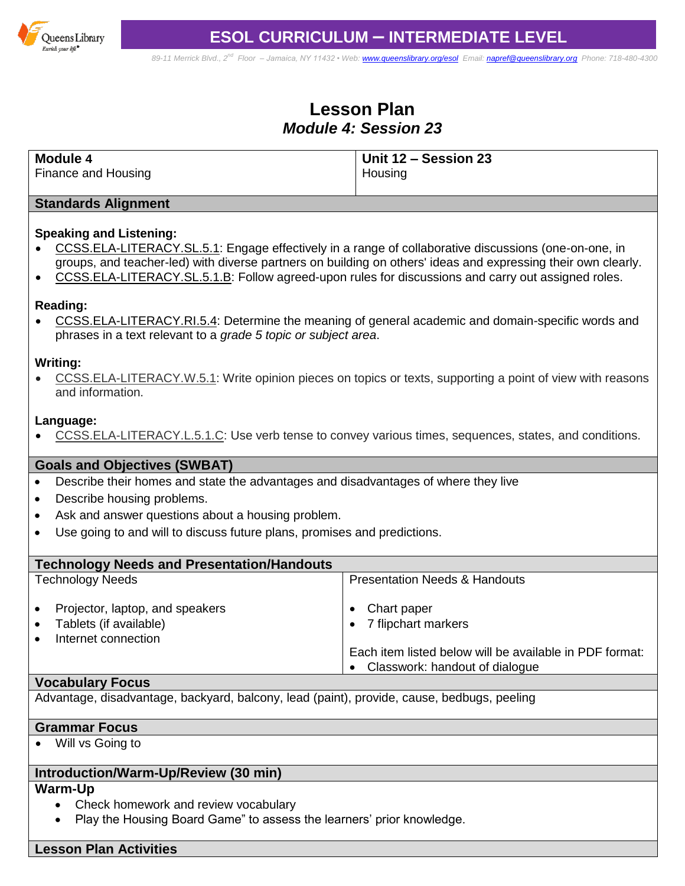# ESOL CURRICULUM – INTERMEDIATE LEVEL

89-11 Merrick Blvd., 2nd Floor – Jamaica, NY 11432 • Web: www.queenslibrary.org/esol Email: napref@queenslibrary.org Phone: 718-480-4300

## Lesson Plan
### *Module 4: Session 23*

| **Module 4** Finance and Housing | **Unit 12 – Session 23** Housing |
|---|---|

### Standards Alignment

**Speaking and Listening:**

- CCSS.ELA-LITERACY.SL.5.1: Engage effectively in a range of collaborative discussions (one-on-one, in groups, and teacher-led) with diverse partners on building on others' ideas and expressing their own clearly.
- CCSS.ELA-LITERACY.SL.5.1.B: Follow agreed-upon rules for discussions and carry out assigned roles.

**Reading:**

- CCSS.ELA-LITERACY.RI.5.4: Determine the meaning of general academic and domain-specific words and phrases in a text relevant to a *grade 5 topic or subject area*.

**Writing:**

- CCSS.ELA-LITERACY.W.5.1: Write opinion pieces on topics or texts, supporting a point of view with reasons and information.

**Language:**

- CCSS.ELA-LITERACY.L.5.1.C: Use verb tense to convey various times, sequences, states, and conditions.

### Goals and Objectives (SWBAT)

- Describe their homes and state the advantages and disadvantages of where they live
- Describe housing problems.
- Ask and answer questions about a housing problem.
- Use going to and will to discuss future plans, promises and predictions.

### Technology Needs and Presentation/Handouts

| Technology Needs | Presentation Needs & Handouts |
|---|---|
| • Projector, laptop, and speakers<br>• Tablets (if available)<br>• Internet connection | • Chart paper<br>• 7 flipchart markers<br><br>Each item listed below will be available in PDF format:<br>• Classwork: handout of dialogue |

### Vocabulary Focus

Advantage, disadvantage, backyard, balcony, lead (paint), provide, cause, bedbugs, peeling

### Grammar Focus

- Will vs Going to

### Introduction/Warm-Up/Review (30 min)

**Warm-Up**

- Check homework and review vocabulary
- Play the Housing Board Game" to assess the learners' prior knowledge.

### Lesson Plan Activities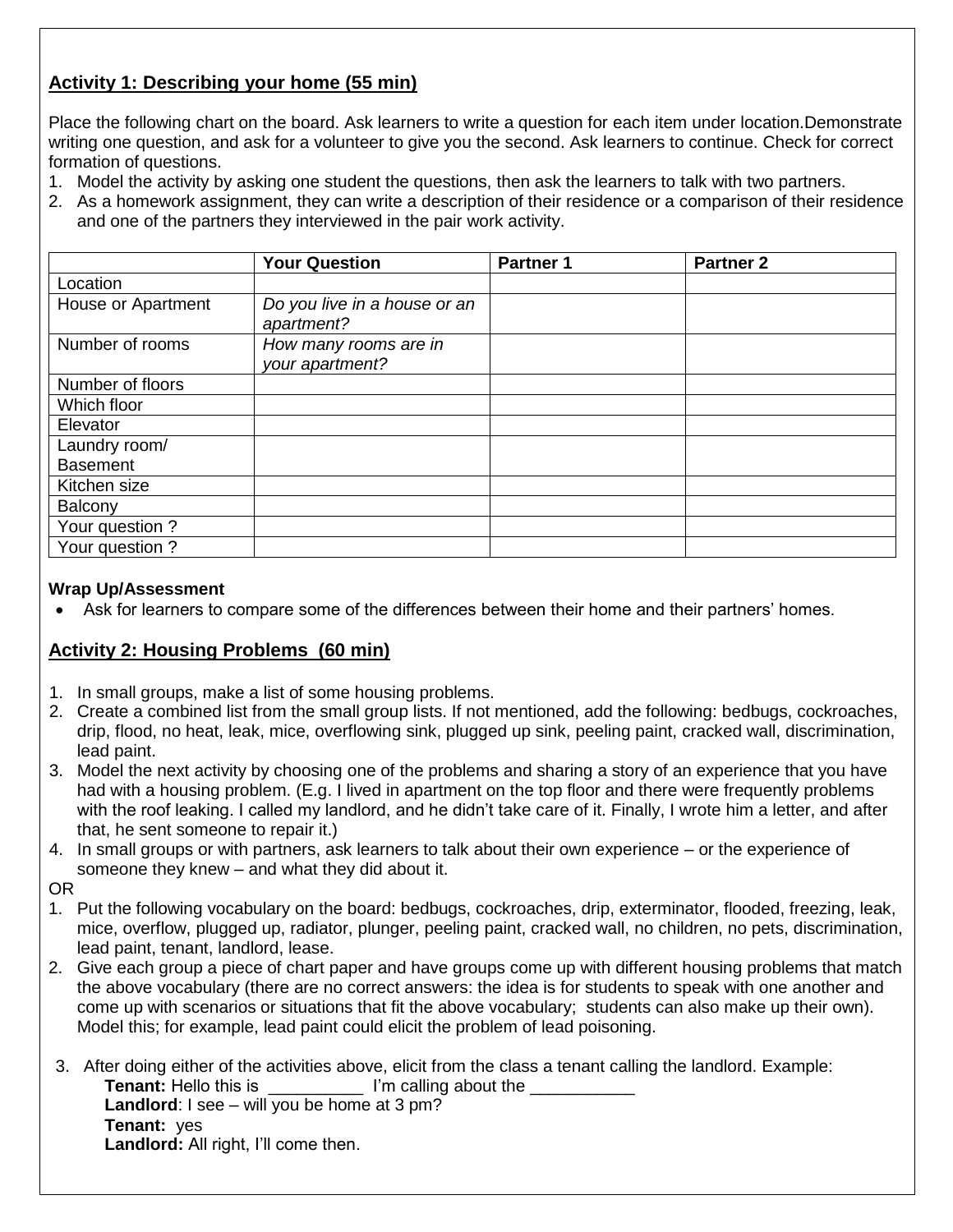## Activity 1: Describing your home (55 min)

Place the following chart on the board. Ask learners to write a question for each item under location.Demonstrate writing one question, and ask for a volunteer to give you the second. Ask learners to continue. Check for correct formation of questions.

1. Model the activity by asking one student the questions, then ask the learners to talk with two partners.
2. As a homework assignment, they can write a description of their residence or a comparison of their residence and one of the partners they interviewed in the pair work activity.

| | Your Question | Partner 1 | Partner 2 |
|---|---|---|---|
| Location | | | |
| House or Apartment | *Do you live in a house or an apartment?* | | |
| Number of rooms | *How many rooms are in your apartment?* | | |
| Number of floors | | | |
| Which floor | | | |
| Elevator | | | |
| Laundry room/ Basement | | | |
| Kitchen size | | | |
| Balcony | | | |
| Your question ? | | | |
| Your question ? | | | |

**Wrap Up/Assessment**

- Ask for learners to compare some of the differences between their home and their partners' homes.

## Activity 2: Housing Problems (60 min)

1. In small groups, make a list of some housing problems.
2. Create a combined list from the small group lists. If not mentioned, add the following: bedbugs, cockroaches, drip, flood, no heat, leak, mice, overflowing sink, plugged up sink, peeling paint, cracked wall, discrimination, lead paint.
3. Model the next activity by choosing one of the problems and sharing a story of an experience that you have had with a housing problem. (E.g. I lived in apartment on the top floor and there were frequently problems with the roof leaking. I called my landlord, and he didn't take care of it. Finally, I wrote him a letter, and after that, he sent someone to repair it.)
4. In small groups or with partners, ask learners to talk about their own experience – or the experience of someone they knew – and what they did about it.

OR

1. Put the following vocabulary on the board: bedbugs, cockroaches, drip, exterminator, flooded, freezing, leak, mice, overflow, plugged up, radiator, plunger, peeling paint, cracked wall, no children, no pets, discrimination, lead paint, tenant, landlord, lease.
2. Give each group a piece of chart paper and have groups come up with different housing problems that match the above vocabulary (there are no correct answers: the idea is for students to speak with one another and come up with scenarios or situations that fit the above vocabulary; students can also make up their own). Model this; for example, lead paint could elicit the problem of lead poisoning.
3. After doing either of the activities above, elicit from the class a tenant calling the landlord. Example:

   **Tenant:** Hello this is __________ I'm calling about the ___________

   **Landlord**: I see – will you be home at 3 pm?

   **Tenant:** yes

   **Landlord:** All right, I'll come then.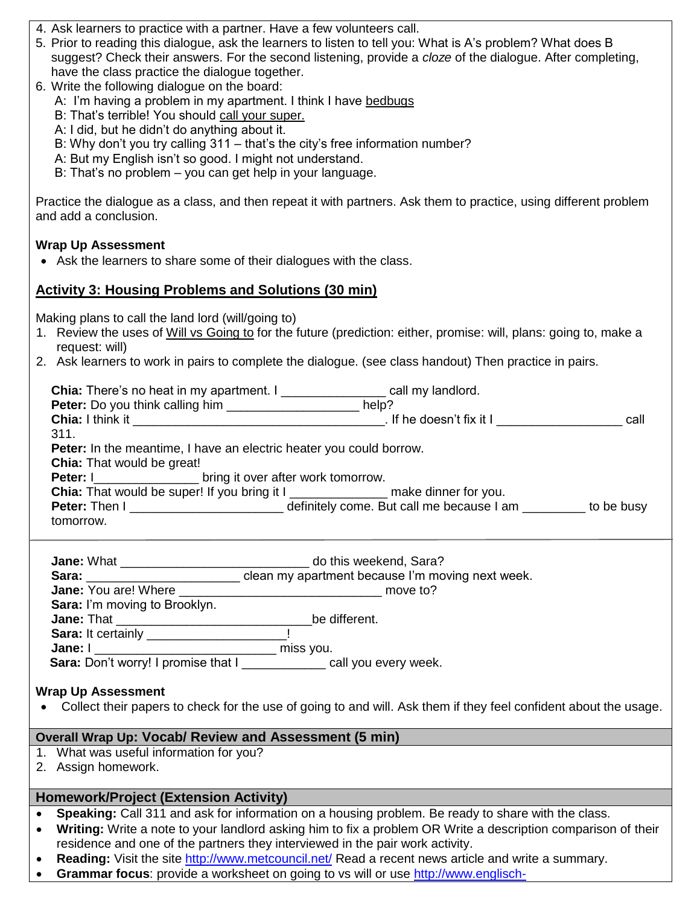4. Ask learners to practice with a partner. Have a few volunteers call.
5. Prior to reading this dialogue, ask the learners to listen to tell you: What is A's problem? What does B suggest? Check their answers. For the second listening, provide a *cloze* of the dialogue. After completing, have the class practice the dialogue together.
6. Write the following dialogue on the board:
   A: I'm having a problem in my apartment. I think I have <u>bedbugs</u>
   B: That's terrible! You should <u>call your super.</u>
   A: I did, but he didn't do anything about it.
   B: Why don't you try calling 311 – that's the city's free information number?
   A: But my English isn't so good. I might not understand.
   B: That's no problem – you can get help in your language.

Practice the dialogue as a class, and then repeat it with partners. Ask them to practice, using different problem and add a conclusion.

**Wrap Up Assessment**

- Ask the learners to share some of their dialogues with the class.

## <u>Activity 3: Housing Problems and Solutions (30 min)</u>

Making plans to call the land lord (will/going to)

1. Review the uses of <u>Will vs Going to</u> for the future (prediction: either, promise: will, plans: going to, make a request: will)
2. Ask learners to work in pairs to complete the dialogue. (see class handout) Then practice in pairs.

**Chia:** There's no heat in my apartment. I _______________ call my landlord.
**Peter:** Do you think calling him ___________________ help?
**Chia:** I think it _____________________________________. If he doesn't fix it I __________________ call 311.
**Peter:** In the meantime, I have an electric heater you could borrow.
**Chia:** That would be great!
**Peter:** I_______________ bring it over after work tomorrow.
**Chia:** That would be super! If you bring it I ______________ make dinner for you.
**Peter:** Then I ______________________ definitely come. But call me because I am _________ to be busy tomorrow.

---

**Jane:** What ____________________________ do this weekend, Sara?
**Sara:** ______________________ clean my apartment because I'm moving next week.
**Jane:** You are! Where ______________________________ move to?
**Sara:** I'm moving to Brooklyn.
**Jane:** That ____________________________be different.
**Sara:** It certainly ____________________!
**Jane:** I ___________________________ miss you.
**Sara:** Don't worry! I promise that I ____________ call you every week.

**Wrap Up Assessment**

- Collect their papers to check for the use of going to and will. Ask them if they feel confident about the usage.

**Overall Wrap Up: Vocab/ Review and Assessment (5 min)**

1. What was useful information for you?
2. Assign homework.

**Homework/Project (Extension Activity)**

- **Speaking:** Call 311 and ask for information on a housing problem. Be ready to share with the class.
- **Writing:** Write a note to your landlord asking him to fix a problem OR Write a description comparison of their residence and one of the partners they interviewed in the pair work activity.
- **Reading:** Visit the site http://www.metcouncil.net/ Read a recent news article and write a summary.
- **Grammar focus**: provide a worksheet on going to vs will or use http://www.englisch-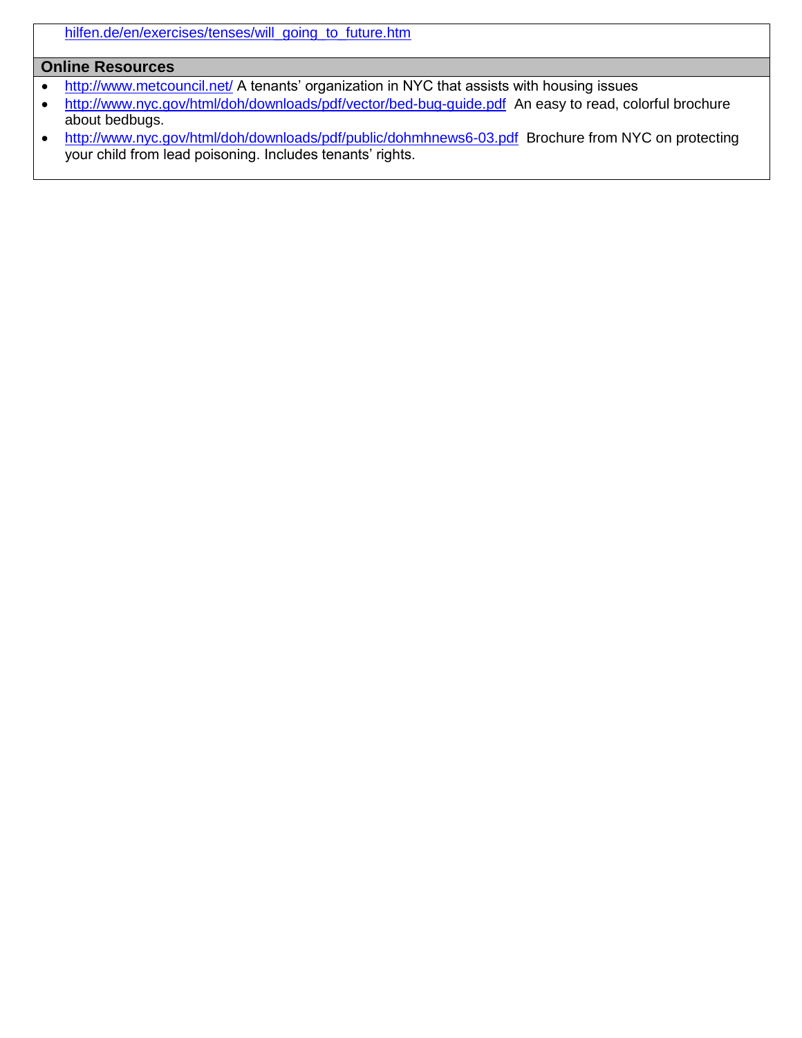hilfen.de/en/exercises/tenses/will_going_to_future.htm

**Online Resources**

- http://www.metcouncil.net/ A tenants' organization in NYC that assists with housing issues
- http://www.nyc.gov/html/doh/downloads/pdf/vector/bed-bug-guide.pdf An easy to read, colorful brochure about bedbugs.
- http://www.nyc.gov/html/doh/downloads/pdf/public/dohmhnews6-03.pdf Brochure from NYC on protecting your child from lead poisoning. Includes tenants' rights.